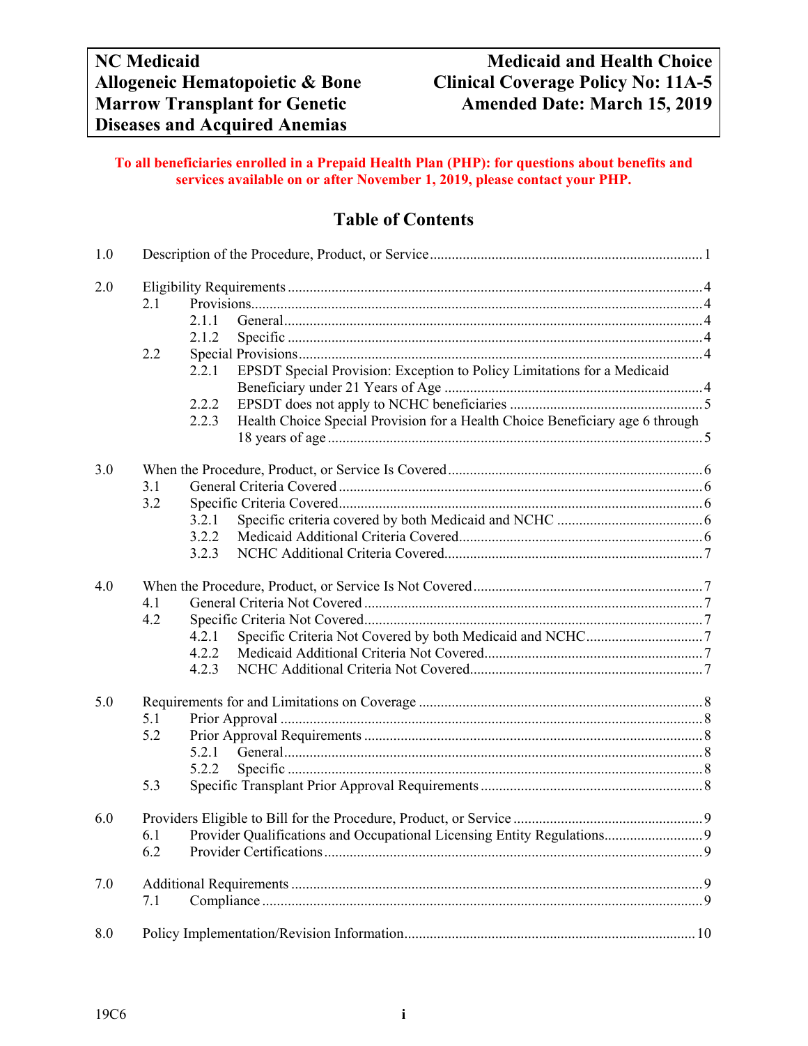| NC Medicaid Allogeneic Hematopoietic & Bone Marrow Transplant for Genetic Diseases and Acquired Anemias | Medicaid and Health Choice Clinical Coverage Policy No: 11A-5 Amended Date: March 15, 2019 |
| --- | --- |

**To all beneficiaries enrolled in a Prepaid Health Plan (PHP): for questions about benefits and services available on or after November 1, 2019, please contact your PHP.**

## Table of Contents

1.0 Description of the Procedure, Product, or Service ... 1

2.0 Eligibility Requirements ... 4
- 2.1 Provisions ... 4
  - 2.1.1 General ... 4
  - 2.1.2 Specific ... 4
- 2.2 Special Provisions ... 4
  - 2.2.1 EPSDT Special Provision: Exception to Policy Limitations for a Medicaid Beneficiary under 21 Years of Age ... 4
  - 2.2.2 EPSDT does not apply to NCHC beneficiaries ... 5
  - 2.2.3 Health Choice Special Provision for a Health Choice Beneficiary age 6 through 18 years of age ... 5

3.0 When the Procedure, Product, or Service Is Covered ... 6
- 3.1 General Criteria Covered ... 6
- 3.2 Specific Criteria Covered ... 6
  - 3.2.1 Specific criteria covered by both Medicaid and NCHC ... 6
  - 3.2.2 Medicaid Additional Criteria Covered ... 6
  - 3.2.3 NCHC Additional Criteria Covered ... 7

4.0 When the Procedure, Product, or Service Is Not Covered ... 7
- 4.1 General Criteria Not Covered ... 7
- 4.2 Specific Criteria Not Covered ... 7
  - 4.2.1 Specific Criteria Not Covered by both Medicaid and NCHC ... 7
  - 4.2.2 Medicaid Additional Criteria Not Covered ... 7
  - 4.2.3 NCHC Additional Criteria Not Covered ... 7

5.0 Requirements for and Limitations on Coverage ... 8
- 5.1 Prior Approval ... 8
- 5.2 Prior Approval Requirements ... 8
  - 5.2.1 General ... 8
  - 5.2.2 Specific ... 8
- 5.3 Specific Transplant Prior Approval Requirements ... 8

6.0 Providers Eligible to Bill for the Procedure, Product, or Service ... 9
- 6.1 Provider Qualifications and Occupational Licensing Entity Regulations ... 9
- 6.2 Provider Certifications ... 9

7.0 Additional Requirements ... 9
- 7.1 Compliance ... 9

8.0 Policy Implementation/Revision Information ... 10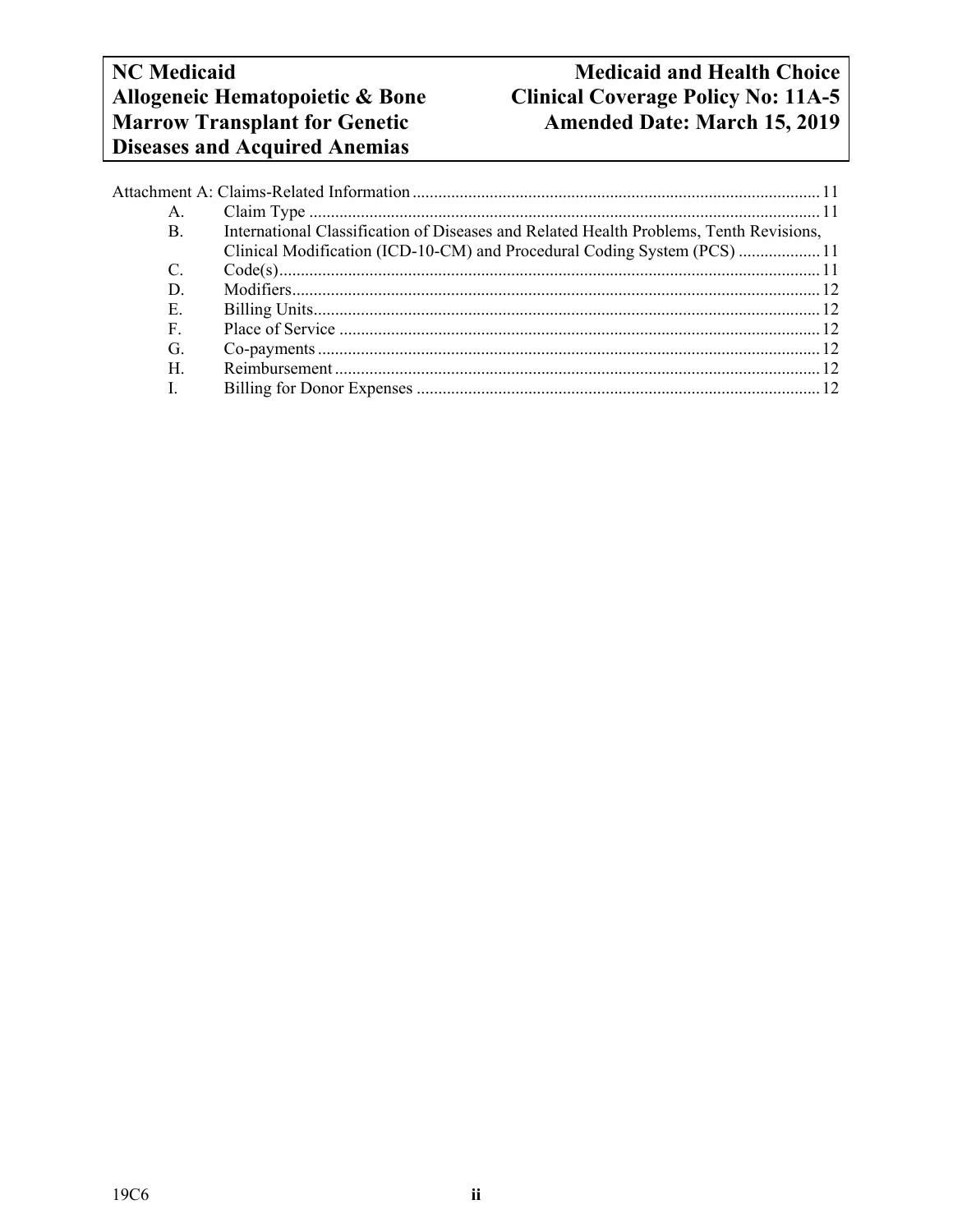Attachment A: Claims-Related Information .......... 11

- A. Claim Type .......... 11
- B. International Classification of Diseases and Related Health Problems, Tenth Revisions, Clinical Modification (ICD-10-CM) and Procedural Coding System (PCS) .......... 11
- C. Code(s) .......... 11
- D. Modifiers .......... 12
- E. Billing Units .......... 12
- F. Place of Service .......... 12
- G. Co-payments .......... 12
- H. Reimbursement .......... 12
- I. Billing for Donor Expenses .......... 12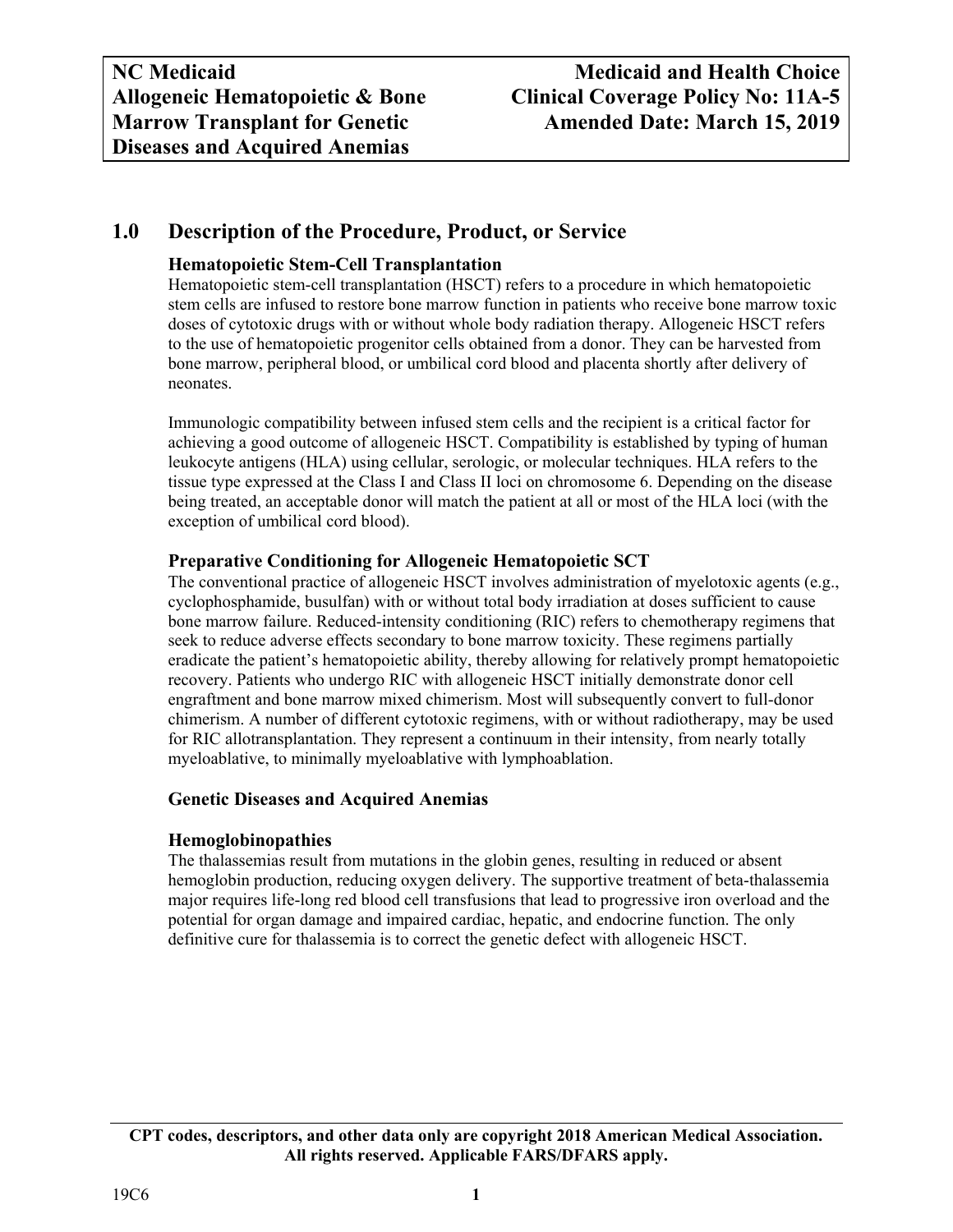## 1.0 Description of the Procedure, Product, or Service

### Hematopoietic Stem-Cell Transplantation

Hematopoietic stem-cell transplantation (HSCT) refers to a procedure in which hematopoietic stem cells are infused to restore bone marrow function in patients who receive bone marrow toxic doses of cytotoxic drugs with or without whole body radiation therapy. Allogeneic HSCT refers to the use of hematopoietic progenitor cells obtained from a donor. They can be harvested from bone marrow, peripheral blood, or umbilical cord blood and placenta shortly after delivery of neonates.

Immunologic compatibility between infused stem cells and the recipient is a critical factor for achieving a good outcome of allogeneic HSCT. Compatibility is established by typing of human leukocyte antigens (HLA) using cellular, serologic, or molecular techniques. HLA refers to the tissue type expressed at the Class I and Class II loci on chromosome 6. Depending on the disease being treated, an acceptable donor will match the patient at all or most of the HLA loci (with the exception of umbilical cord blood).

### Preparative Conditioning for Allogeneic Hematopoietic SCT

The conventional practice of allogeneic HSCT involves administration of myelotoxic agents (e.g., cyclophosphamide, busulfan) with or without total body irradiation at doses sufficient to cause bone marrow failure. Reduced-intensity conditioning (RIC) refers to chemotherapy regimens that seek to reduce adverse effects secondary to bone marrow toxicity. These regimens partially eradicate the patient's hematopoietic ability, thereby allowing for relatively prompt hematopoietic recovery. Patients who undergo RIC with allogeneic HSCT initially demonstrate donor cell engraftment and bone marrow mixed chimerism. Most will subsequently convert to full-donor chimerism. A number of different cytotoxic regimens, with or without radiotherapy, may be used for RIC allotransplantation. They represent a continuum in their intensity, from nearly totally myeloablative, to minimally myeloablative with lymphoablation.

### Genetic Diseases and Acquired Anemias

### Hemoglobinopathies

The thalassemias result from mutations in the globin genes, resulting in reduced or absent hemoglobin production, reducing oxygen delivery. The supportive treatment of beta-thalassemia major requires life-long red blood cell transfusions that lead to progressive iron overload and the potential for organ damage and impaired cardiac, hepatic, and endocrine function. The only definitive cure for thalassemia is to correct the genetic defect with allogeneic HSCT.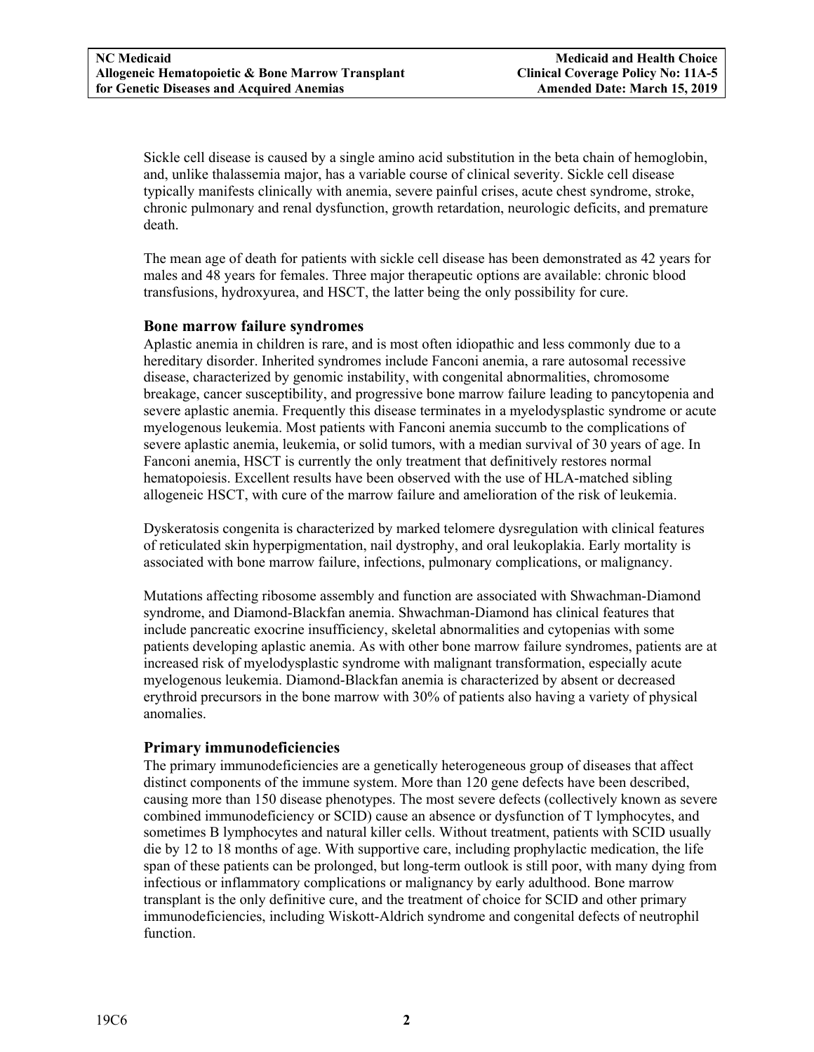Sickle cell disease is caused by a single amino acid substitution in the beta chain of hemoglobin, and, unlike thalassemia major, has a variable course of clinical severity. Sickle cell disease typically manifests clinically with anemia, severe painful crises, acute chest syndrome, stroke, chronic pulmonary and renal dysfunction, growth retardation, neurologic deficits, and premature death.

The mean age of death for patients with sickle cell disease has been demonstrated as 42 years for males and 48 years for females. Three major therapeutic options are available: chronic blood transfusions, hydroxyurea, and HSCT, the latter being the only possibility for cure.

### Bone marrow failure syndromes

Aplastic anemia in children is rare, and is most often idiopathic and less commonly due to a hereditary disorder. Inherited syndromes include Fanconi anemia, a rare autosomal recessive disease, characterized by genomic instability, with congenital abnormalities, chromosome breakage, cancer susceptibility, and progressive bone marrow failure leading to pancytopenia and severe aplastic anemia. Frequently this disease terminates in a myelodysplastic syndrome or acute myelogenous leukemia. Most patients with Fanconi anemia succumb to the complications of severe aplastic anemia, leukemia, or solid tumors, with a median survival of 30 years of age. In Fanconi anemia, HSCT is currently the only treatment that definitively restores normal hematopoiesis. Excellent results have been observed with the use of HLA-matched sibling allogeneic HSCT, with cure of the marrow failure and amelioration of the risk of leukemia.

Dyskeratosis congenita is characterized by marked telomere dysregulation with clinical features of reticulated skin hyperpigmentation, nail dystrophy, and oral leukoplakia. Early mortality is associated with bone marrow failure, infections, pulmonary complications, or malignancy.

Mutations affecting ribosome assembly and function are associated with Shwachman-Diamond syndrome, and Diamond-Blackfan anemia. Shwachman-Diamond has clinical features that include pancreatic exocrine insufficiency, skeletal abnormalities and cytopenias with some patients developing aplastic anemia. As with other bone marrow failure syndromes, patients are at increased risk of myelodysplastic syndrome with malignant transformation, especially acute myelogenous leukemia. Diamond-Blackfan anemia is characterized by absent or decreased erythroid precursors in the bone marrow with 30% of patients also having a variety of physical anomalies.

### Primary immunodeficiencies

The primary immunodeficiencies are a genetically heterogeneous group of diseases that affect distinct components of the immune system. More than 120 gene defects have been described, causing more than 150 disease phenotypes. The most severe defects (collectively known as severe combined immunodeficiency or SCID) cause an absence or dysfunction of T lymphocytes, and sometimes B lymphocytes and natural killer cells. Without treatment, patients with SCID usually die by 12 to 18 months of age. With supportive care, including prophylactic medication, the life span of these patients can be prolonged, but long-term outlook is still poor, with many dying from infectious or inflammatory complications or malignancy by early adulthood. Bone marrow transplant is the only definitive cure, and the treatment of choice for SCID and other primary immunodeficiencies, including Wiskott-Aldrich syndrome and congenital defects of neutrophil function.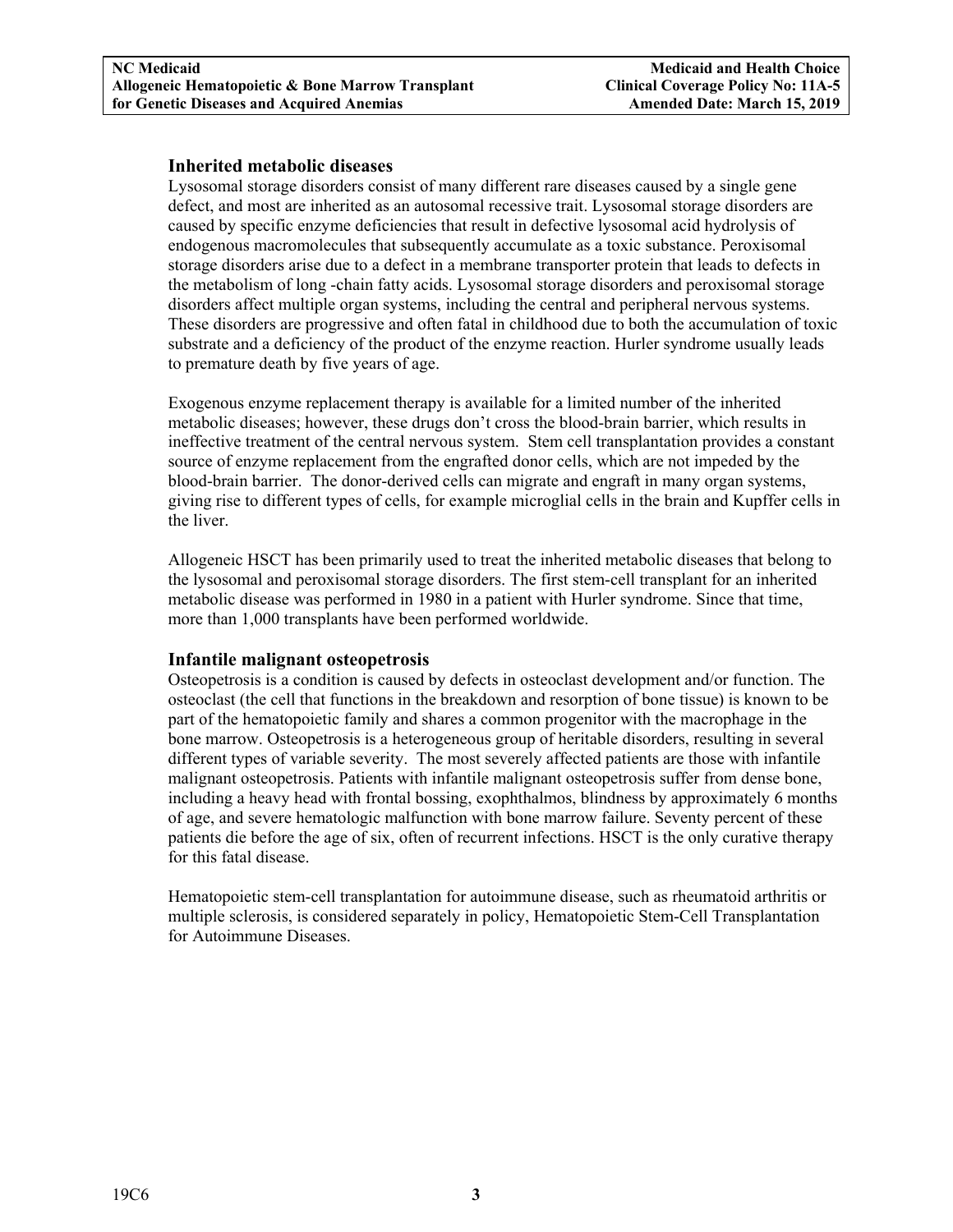### Inherited metabolic diseases

Lysosomal storage disorders consist of many different rare diseases caused by a single gene defect, and most are inherited as an autosomal recessive trait. Lysosomal storage disorders are caused by specific enzyme deficiencies that result in defective lysosomal acid hydrolysis of endogenous macromolecules that subsequently accumulate as a toxic substance. Peroxisomal storage disorders arise due to a defect in a membrane transporter protein that leads to defects in the metabolism of long -chain fatty acids. Lysosomal storage disorders and peroxisomal storage disorders affect multiple organ systems, including the central and peripheral nervous systems. These disorders are progressive and often fatal in childhood due to both the accumulation of toxic substrate and a deficiency of the product of the enzyme reaction. Hurler syndrome usually leads to premature death by five years of age.

Exogenous enzyme replacement therapy is available for a limited number of the inherited metabolic diseases; however, these drugs don't cross the blood-brain barrier, which results in ineffective treatment of the central nervous system. Stem cell transplantation provides a constant source of enzyme replacement from the engrafted donor cells, which are not impeded by the blood-brain barrier. The donor-derived cells can migrate and engraft in many organ systems, giving rise to different types of cells, for example microglial cells in the brain and Kupffer cells in the liver.

Allogeneic HSCT has been primarily used to treat the inherited metabolic diseases that belong to the lysosomal and peroxisomal storage disorders. The first stem-cell transplant for an inherited metabolic disease was performed in 1980 in a patient with Hurler syndrome. Since that time, more than 1,000 transplants have been performed worldwide.

### Infantile malignant osteopetrosis

Osteopetrosis is a condition is caused by defects in osteoclast development and/or function. The osteoclast (the cell that functions in the breakdown and resorption of bone tissue) is known to be part of the hematopoietic family and shares a common progenitor with the macrophage in the bone marrow. Osteopetrosis is a heterogeneous group of heritable disorders, resulting in several different types of variable severity. The most severely affected patients are those with infantile malignant osteopetrosis. Patients with infantile malignant osteopetrosis suffer from dense bone, including a heavy head with frontal bossing, exophthalmos, blindness by approximately 6 months of age, and severe hematologic malfunction with bone marrow failure. Seventy percent of these patients die before the age of six, often of recurrent infections. HSCT is the only curative therapy for this fatal disease.

Hematopoietic stem-cell transplantation for autoimmune disease, such as rheumatoid arthritis or multiple sclerosis, is considered separately in policy, Hematopoietic Stem-Cell Transplantation for Autoimmune Diseases.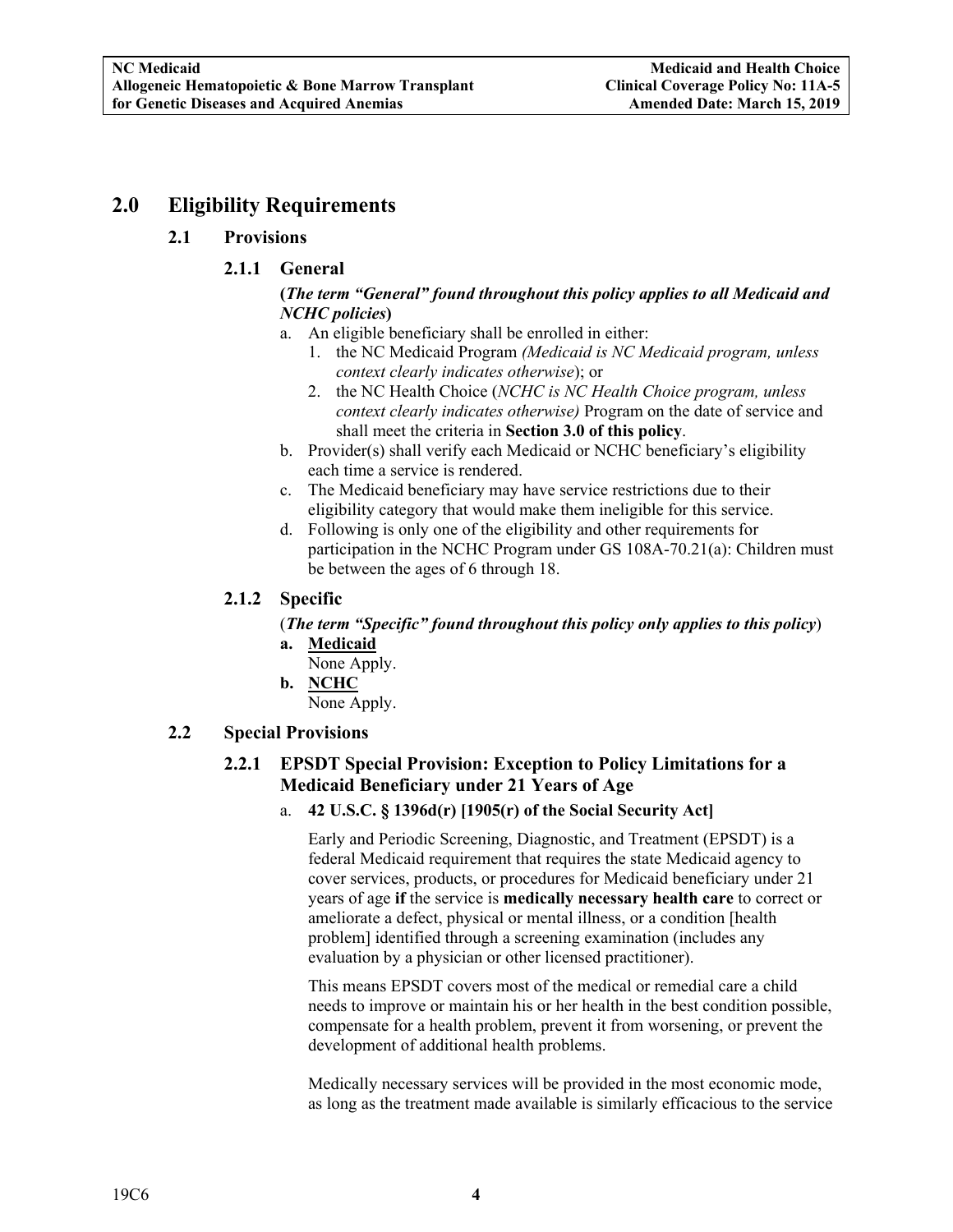## 2.0 Eligibility Requirements

### 2.1 Provisions

#### 2.1.1 General

**(*The term "General" found throughout this policy applies to all Medicaid and NCHC policies*)**

a. An eligible beneficiary shall be enrolled in either:
   1. the NC Medicaid Program *(Medicaid is NC Medicaid program, unless context clearly indicates otherwise*); or
   2. the NC Health Choice (*NCHC is NC Health Choice program, unless context clearly indicates otherwise)* Program on the date of service and shall meet the criteria in **Section 3.0 of this policy**.

b. Provider(s) shall verify each Medicaid or NCHC beneficiary's eligibility each time a service is rendered.

c. The Medicaid beneficiary may have service restrictions due to their eligibility category that would make them ineligible for this service.

d. Following is only one of the eligibility and other requirements for participation in the NCHC Program under GS 108A-70.21(a): Children must be between the ages of 6 through 18.

#### 2.1.2 Specific

(***The term "Specific" found throughout this policy only applies to this policy***)

**a. Medicaid**

None Apply.

**b. NCHC**

None Apply.

### 2.2 Special Provisions

#### 2.2.1 EPSDT Special Provision: Exception to Policy Limitations for a Medicaid Beneficiary under 21 Years of Age

a. **42 U.S.C. § 1396d(r) [1905(r) of the Social Security Act]**

Early and Periodic Screening, Diagnostic, and Treatment (EPSDT) is a federal Medicaid requirement that requires the state Medicaid agency to cover services, products, or procedures for Medicaid beneficiary under 21 years of age **if** the service is **medically necessary health care** to correct or ameliorate a defect, physical or mental illness, or a condition [health problem] identified through a screening examination (includes any evaluation by a physician or other licensed practitioner).

This means EPSDT covers most of the medical or remedial care a child needs to improve or maintain his or her health in the best condition possible, compensate for a health problem, prevent it from worsening, or prevent the development of additional health problems.

Medically necessary services will be provided in the most economic mode, as long as the treatment made available is similarly efficacious to the service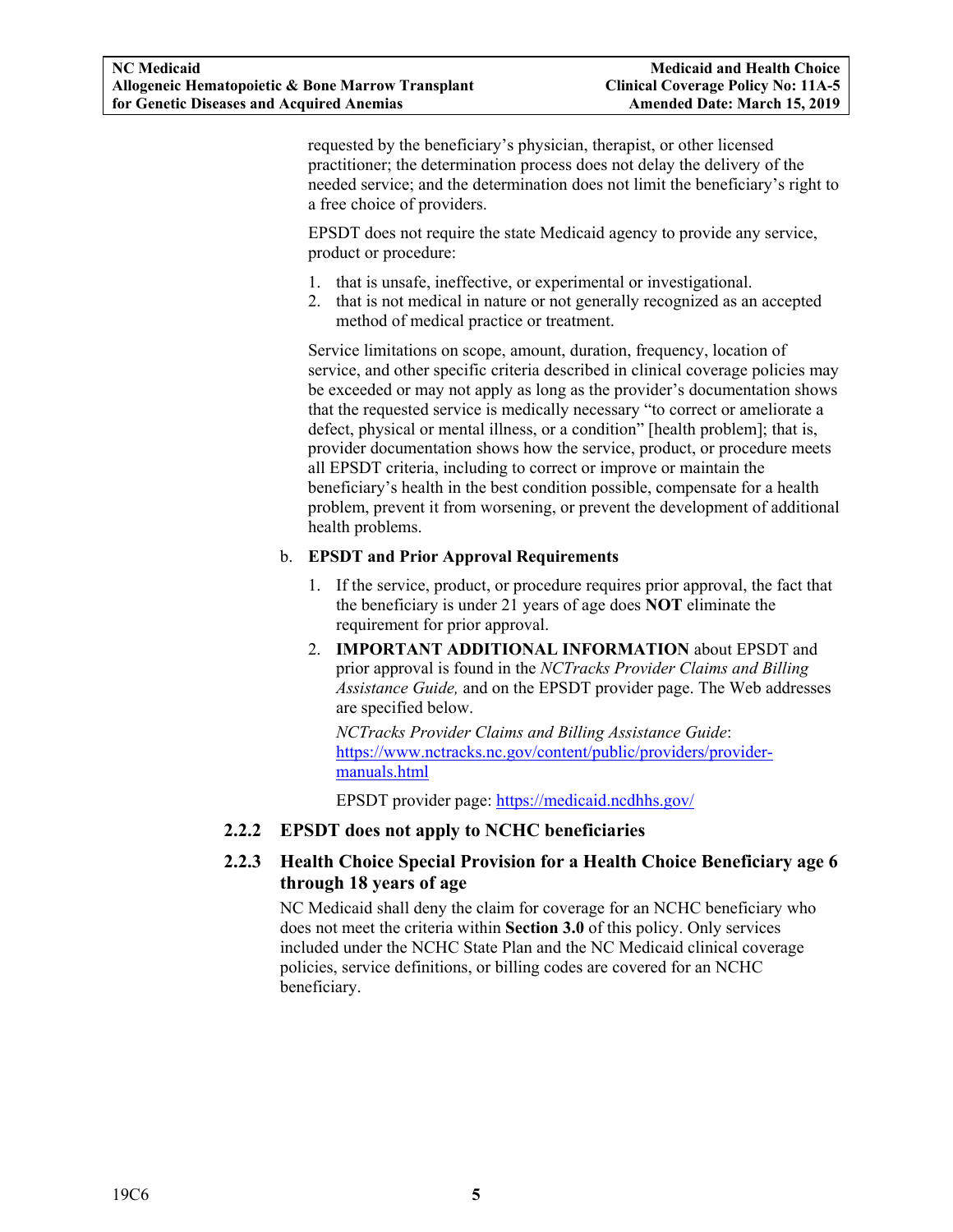requested by the beneficiary's physician, therapist, or other licensed practitioner; the determination process does not delay the delivery of the needed service; and the determination does not limit the beneficiary's right to a free choice of providers.

EPSDT does not require the state Medicaid agency to provide any service, product or procedure:

1. that is unsafe, ineffective, or experimental or investigational.
2. that is not medical in nature or not generally recognized as an accepted method of medical practice or treatment.

Service limitations on scope, amount, duration, frequency, location of service, and other specific criteria described in clinical coverage policies may be exceeded or may not apply as long as the provider's documentation shows that the requested service is medically necessary "to correct or ameliorate a defect, physical or mental illness, or a condition" [health problem]; that is, provider documentation shows how the service, product, or procedure meets all EPSDT criteria, including to correct or improve or maintain the beneficiary's health in the best condition possible, compensate for a health problem, prevent it from worsening, or prevent the development of additional health problems.

b. **EPSDT and Prior Approval Requirements**

1. If the service, product, or procedure requires prior approval, the fact that the beneficiary is under 21 years of age does **NOT** eliminate the requirement for prior approval.
2. **IMPORTANT ADDITIONAL INFORMATION** about EPSDT and prior approval is found in the *NCTracks Provider Claims and Billing Assistance Guide,* and on the EPSDT provider page. The Web addresses are specified below.

   *NCTracks Provider Claims and Billing Assistance Guide*: https://www.nctracks.nc.gov/content/public/providers/provider-manuals.html

   EPSDT provider page: https://medicaid.ncdhhs.gov/

### 2.2.2 EPSDT does not apply to NCHC beneficiaries

### 2.2.3 Health Choice Special Provision for a Health Choice Beneficiary age 6 through 18 years of age

NC Medicaid shall deny the claim for coverage for an NCHC beneficiary who does not meet the criteria within **Section 3.0** of this policy. Only services included under the NCHC State Plan and the NC Medicaid clinical coverage policies, service definitions, or billing codes are covered for an NCHC beneficiary.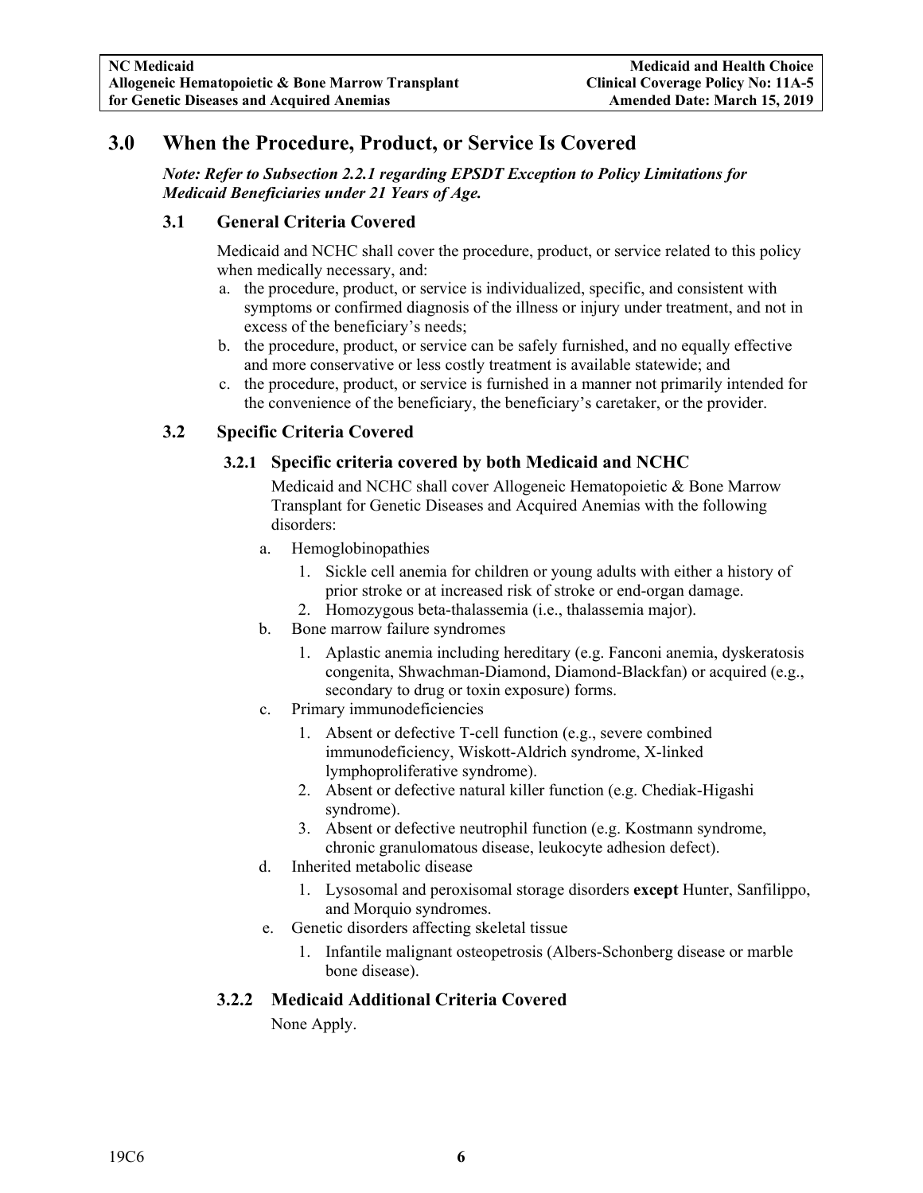# 3.0 When the Procedure, Product, or Service Is Covered

***Note: Refer to Subsection 2.2.1 regarding EPSDT Exception to Policy Limitations for Medicaid Beneficiaries under 21 Years of Age.***

## 3.1 General Criteria Covered

Medicaid and NCHC shall cover the procedure, product, or service related to this policy when medically necessary, and:

a. the procedure, product, or service is individualized, specific, and consistent with symptoms or confirmed diagnosis of the illness or injury under treatment, and not in excess of the beneficiary's needs;
b. the procedure, product, or service can be safely furnished, and no equally effective and more conservative or less costly treatment is available statewide; and
c. the procedure, product, or service is furnished in a manner not primarily intended for the convenience of the beneficiary, the beneficiary's caretaker, or the provider.

## 3.2 Specific Criteria Covered

### 3.2.1 Specific criteria covered by both Medicaid and NCHC

Medicaid and NCHC shall cover Allogeneic Hematopoietic & Bone Marrow Transplant for Genetic Diseases and Acquired Anemias with the following disorders:

a. Hemoglobinopathies
   1. Sickle cell anemia for children or young adults with either a history of prior stroke or at increased risk of stroke or end-organ damage.
   2. Homozygous beta-thalassemia (i.e., thalassemia major).
b. Bone marrow failure syndromes
   1. Aplastic anemia including hereditary (e.g. Fanconi anemia, dyskeratosis congenita, Shwachman-Diamond, Diamond-Blackfan) or acquired (e.g., secondary to drug or toxin exposure) forms.
c. Primary immunodeficiencies
   1. Absent or defective T-cell function (e.g., severe combined immunodeficiency, Wiskott-Aldrich syndrome, X-linked lymphoproliferative syndrome).
   2. Absent or defective natural killer function (e.g. Chediak-Higashi syndrome).
   3. Absent or defective neutrophil function (e.g. Kostmann syndrome, chronic granulomatous disease, leukocyte adhesion defect).
d. Inherited metabolic disease
   1. Lysosomal and peroxisomal storage disorders **except** Hunter, Sanfilippo, and Morquio syndromes.
e. Genetic disorders affecting skeletal tissue
   1. Infantile malignant osteopetrosis (Albers-Schonberg disease or marble bone disease).

### 3.2.2 Medicaid Additional Criteria Covered

None Apply.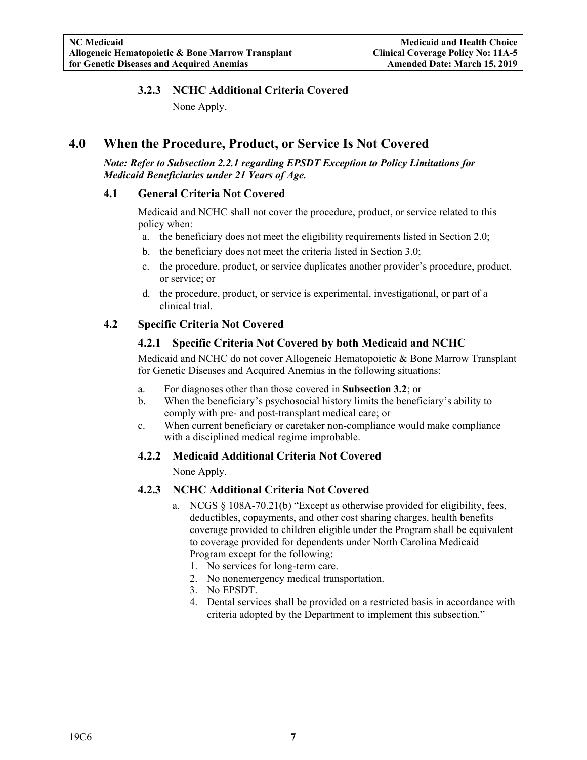### 3.2.3 NCHC Additional Criteria Covered

None Apply.

## 4.0 When the Procedure, Product, or Service Is Not Covered

***Note: Refer to Subsection 2.2.1 regarding EPSDT Exception to Policy Limitations for Medicaid Beneficiaries under 21 Years of Age.***

### 4.1 General Criteria Not Covered

Medicaid and NCHC shall not cover the procedure, product, or service related to this policy when:

a. the beneficiary does not meet the eligibility requirements listed in Section 2.0;
b. the beneficiary does not meet the criteria listed in Section 3.0;
c. the procedure, product, or service duplicates another provider's procedure, product, or service; or
d. the procedure, product, or service is experimental, investigational, or part of a clinical trial.

### 4.2 Specific Criteria Not Covered

#### 4.2.1 Specific Criteria Not Covered by both Medicaid and NCHC

Medicaid and NCHC do not cover Allogeneic Hematopoietic & Bone Marrow Transplant for Genetic Diseases and Acquired Anemias in the following situations:

a. For diagnoses other than those covered in **Subsection 3.2**; or
b. When the beneficiary's psychosocial history limits the beneficiary's ability to comply with pre- and post-transplant medical care; or
c. When current beneficiary or caretaker non-compliance would make compliance with a disciplined medical regime improbable.

#### 4.2.2 Medicaid Additional Criteria Not Covered

None Apply.

#### 4.2.3 NCHC Additional Criteria Not Covered

a. NCGS § 108A-70.21(b) "Except as otherwise provided for eligibility, fees, deductibles, copayments, and other cost sharing charges, health benefits coverage provided to children eligible under the Program shall be equivalent to coverage provided for dependents under North Carolina Medicaid Program except for the following:
   1. No services for long-term care.
   2. No nonemergency medical transportation.
   3. No EPSDT.
   4. Dental services shall be provided on a restricted basis in accordance with criteria adopted by the Department to implement this subsection."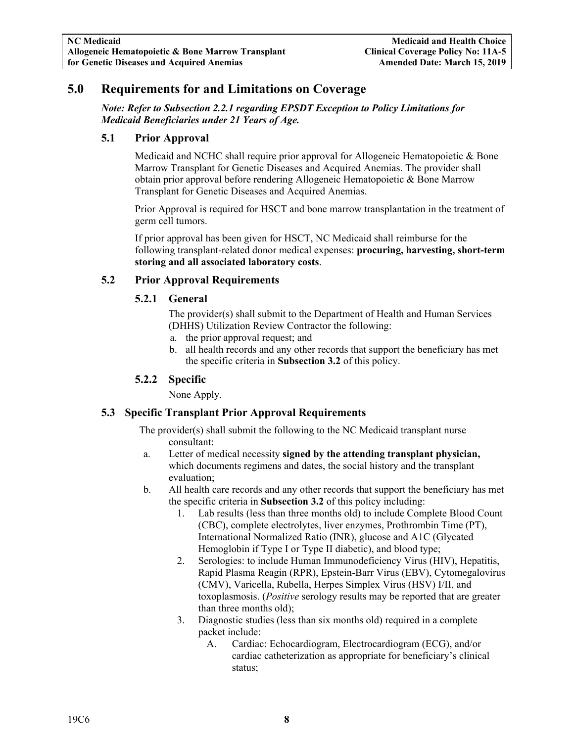## 5.0 Requirements for and Limitations on Coverage

***Note: Refer to Subsection 2.2.1 regarding EPSDT Exception to Policy Limitations for Medicaid Beneficiaries under 21 Years of Age.***

### 5.1 Prior Approval

Medicaid and NCHC shall require prior approval for Allogeneic Hematopoietic & Bone Marrow Transplant for Genetic Diseases and Acquired Anemias. The provider shall obtain prior approval before rendering Allogeneic Hematopoietic & Bone Marrow Transplant for Genetic Diseases and Acquired Anemias.

Prior Approval is required for HSCT and bone marrow transplantation in the treatment of germ cell tumors.

If prior approval has been given for HSCT, NC Medicaid shall reimburse for the following transplant-related donor medical expenses: **procuring, harvesting, short-term storing and all associated laboratory costs**.

### 5.2 Prior Approval Requirements

#### 5.2.1 General

The provider(s) shall submit to the Department of Health and Human Services (DHHS) Utilization Review Contractor the following:

a. the prior approval request; and
b. all health records and any other records that support the beneficiary has met the specific criteria in **Subsection 3.2** of this policy.

#### 5.2.2 Specific

None Apply.

### 5.3 Specific Transplant Prior Approval Requirements

The provider(s) shall submit the following to the NC Medicaid transplant nurse consultant:

a. Letter of medical necessity **signed by the attending transplant physician,** which documents regimens and dates, the social history and the transplant evaluation;
b. All health care records and any other records that support the beneficiary has met the specific criteria in **Subsection 3.2** of this policy including:
    1. Lab results (less than three months old) to include Complete Blood Count (CBC), complete electrolytes, liver enzymes, Prothrombin Time (PT), International Normalized Ratio (INR), glucose and A1C (Glycated Hemoglobin if Type I or Type II diabetic), and blood type;
    2. Serologies: to include Human Immunodeficiency Virus (HIV), Hepatitis, Rapid Plasma Reagin (RPR), Epstein-Barr Virus (EBV), Cytomegalovirus (CMV), Varicella, Rubella, Herpes Simplex Virus (HSV) I/II, and toxoplasmosis. (*Positive* serology results may be reported that are greater than three months old);
    3. Diagnostic studies (less than six months old) required in a complete packet include:
        A. Cardiac: Echocardiogram, Electrocardiogram (ECG), and/or cardiac catheterization as appropriate for beneficiary's clinical status;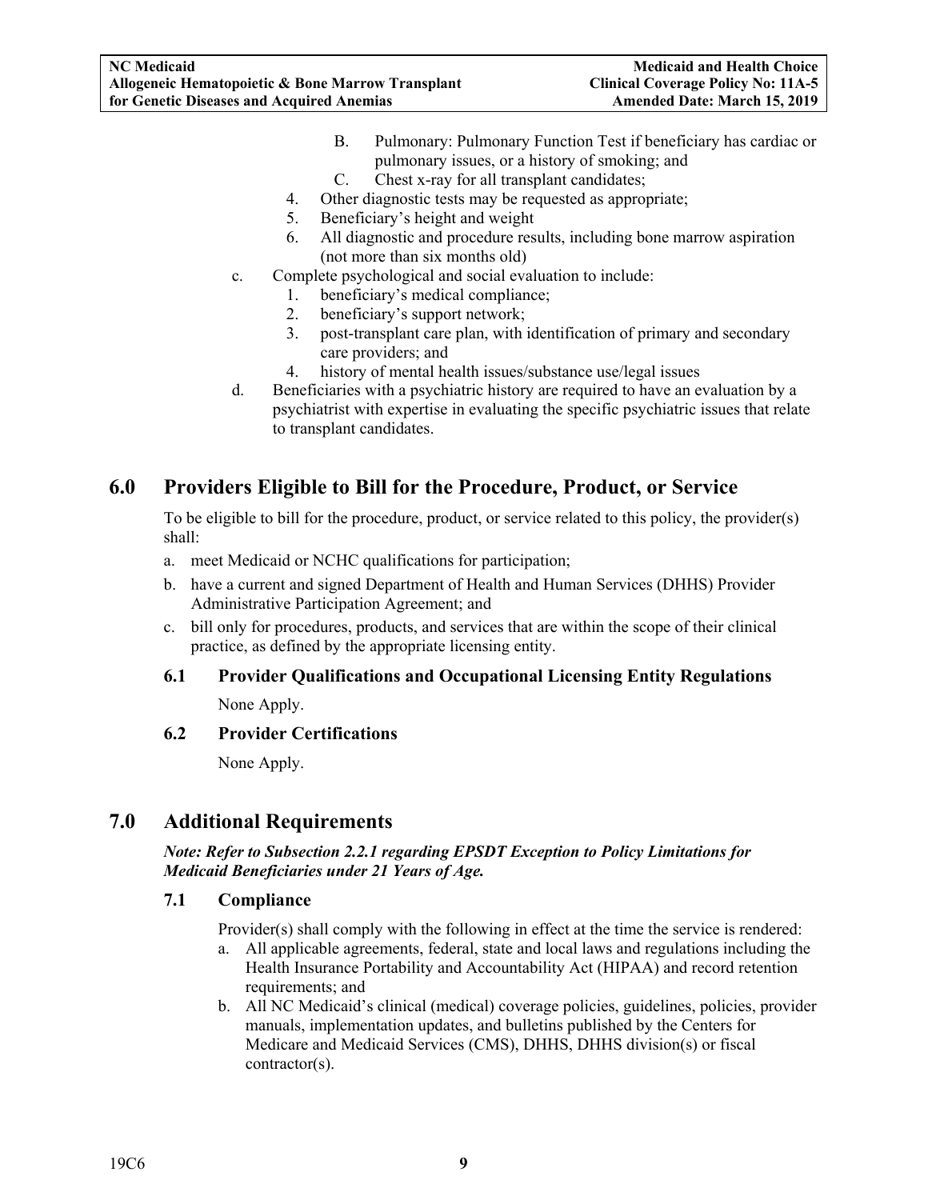B. Pulmonary: Pulmonary Function Test if beneficiary has cardiac or pulmonary issues, or a history of smoking; and

C. Chest x-ray for all transplant candidates;

4. Other diagnostic tests may be requested as appropriate;
5. Beneficiary's height and weight
6. All diagnostic and procedure results, including bone marrow aspiration (not more than six months old)

c. Complete psychological and social evaluation to include:
   1. beneficiary's medical compliance;
   2. beneficiary's support network;
   3. post-transplant care plan, with identification of primary and secondary care providers; and
   4. history of mental health issues/substance use/legal issues

d. Beneficiaries with a psychiatric history are required to have an evaluation by a psychiatrist with expertise in evaluating the specific psychiatric issues that relate to transplant candidates.

# 6.0 Providers Eligible to Bill for the Procedure, Product, or Service

To be eligible to bill for the procedure, product, or service related to this policy, the provider(s) shall:

a. meet Medicaid or NCHC qualifications for participation;
b. have a current and signed Department of Health and Human Services (DHHS) Provider Administrative Participation Agreement; and
c. bill only for procedures, products, and services that are within the scope of their clinical practice, as defined by the appropriate licensing entity.

## 6.1 Provider Qualifications and Occupational Licensing Entity Regulations

None Apply.

## 6.2 Provider Certifications

None Apply.

# 7.0 Additional Requirements

***Note: Refer to Subsection 2.2.1 regarding EPSDT Exception to Policy Limitations for Medicaid Beneficiaries under 21 Years of Age.***

## 7.1 Compliance

Provider(s) shall comply with the following in effect at the time the service is rendered:

a. All applicable agreements, federal, state and local laws and regulations including the Health Insurance Portability and Accountability Act (HIPAA) and record retention requirements; and
b. All NC Medicaid's clinical (medical) coverage policies, guidelines, policies, provider manuals, implementation updates, and bulletins published by the Centers for Medicare and Medicaid Services (CMS), DHHS, DHHS division(s) or fiscal contractor(s).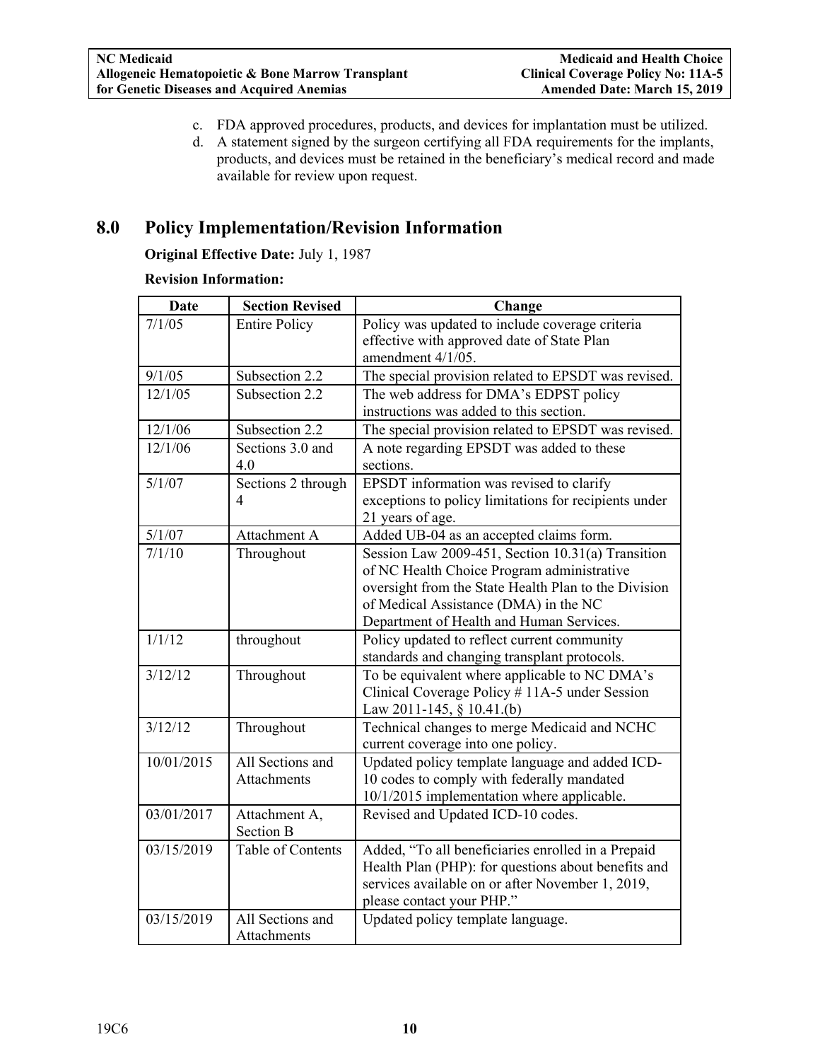c. FDA approved procedures, products, and devices for implantation must be utilized.
d. A statement signed by the surgeon certifying all FDA requirements for the implants, products, and devices must be retained in the beneficiary's medical record and made available for review upon request.

# 8.0 Policy Implementation/Revision Information

**Original Effective Date:** July 1, 1987

**Revision Information:**

| Date | Section Revised | Change |
|---|---|---|
| 7/1/05 | Entire Policy | Policy was updated to include coverage criteria effective with approved date of State Plan amendment 4/1/05. |
| 9/1/05 | Subsection 2.2 | The special provision related to EPSDT was revised. |
| 12/1/05 | Subsection 2.2 | The web address for DMA's EDPST policy instructions was added to this section. |
| 12/1/06 | Subsection 2.2 | The special provision related to EPSDT was revised. |
| 12/1/06 | Sections 3.0 and 4.0 | A note regarding EPSDT was added to these sections. |
| 5/1/07 | Sections 2 through 4 | EPSDT information was revised to clarify exceptions to policy limitations for recipients under 21 years of age. |
| 5/1/07 | Attachment A | Added UB-04 as an accepted claims form. |
| 7/1/10 | Throughout | Session Law 2009-451, Section 10.31(a) Transition of NC Health Choice Program administrative oversight from the State Health Plan to the Division of Medical Assistance (DMA) in the NC Department of Health and Human Services. |
| 1/1/12 | throughout | Policy updated to reflect current community standards and changing transplant protocols. |
| 3/12/12 | Throughout | To be equivalent where applicable to NC DMA's Clinical Coverage Policy # 11A-5 under Session Law 2011-145, § 10.41.(b) |
| 3/12/12 | Throughout | Technical changes to merge Medicaid and NCHC current coverage into one policy. |
| 10/01/2015 | All Sections and Attachments | Updated policy template language and added ICD-10 codes to comply with federally mandated 10/1/2015 implementation where applicable. |
| 03/01/2017 | Attachment A, Section B | Revised and Updated ICD-10 codes. |
| 03/15/2019 | Table of Contents | Added, "To all beneficiaries enrolled in a Prepaid Health Plan (PHP): for questions about benefits and services available on or after November 1, 2019, please contact your PHP." |
| 03/15/2019 | All Sections and Attachments | Updated policy template language. |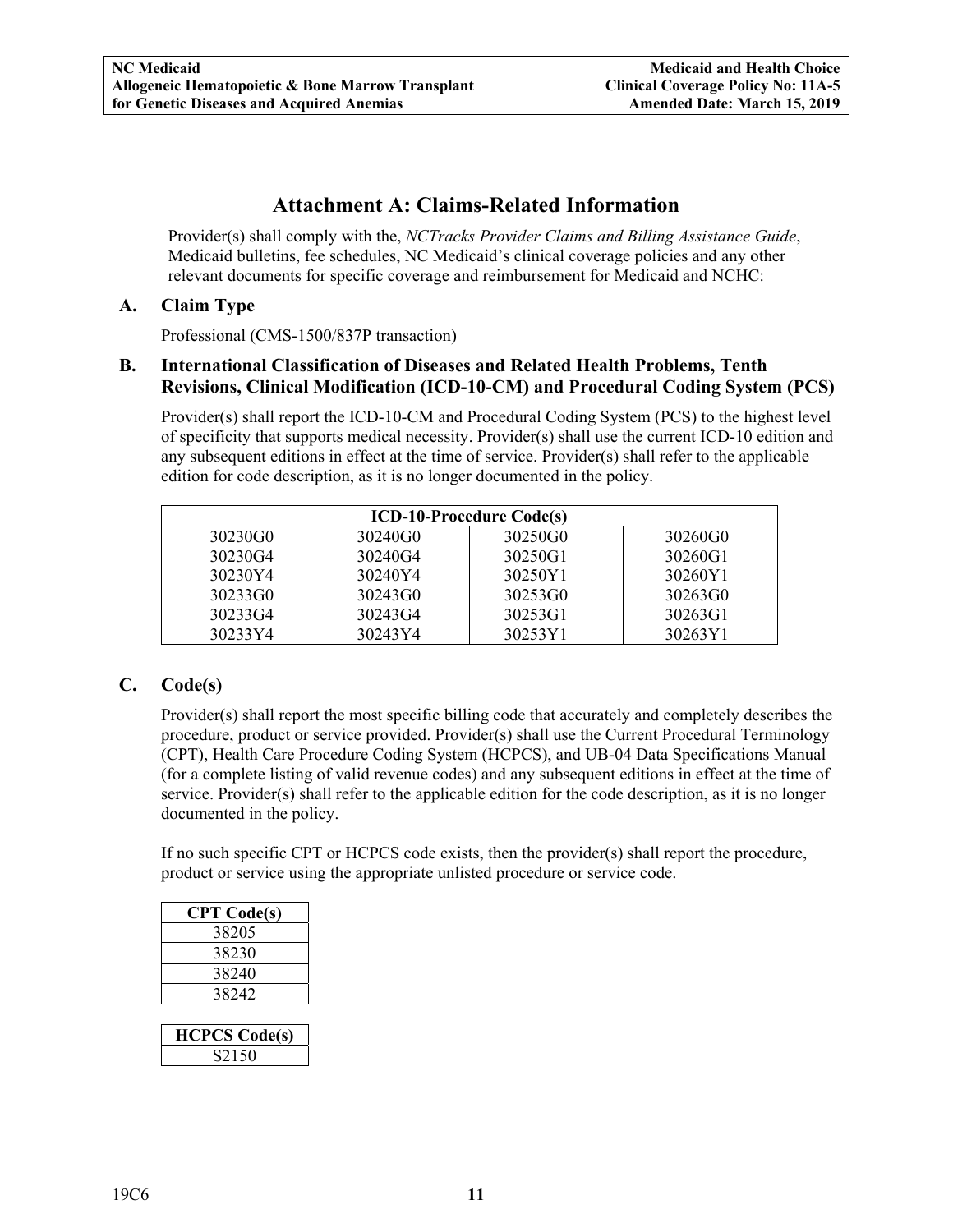# Attachment A: Claims-Related Information

Provider(s) shall comply with the, *NCTracks Provider Claims and Billing Assistance Guide*, Medicaid bulletins, fee schedules, NC Medicaid's clinical coverage policies and any other relevant documents for specific coverage and reimbursement for Medicaid and NCHC:

## A. Claim Type

Professional (CMS-1500/837P transaction)

## B. International Classification of Diseases and Related Health Problems, Tenth Revisions, Clinical Modification (ICD-10-CM) and Procedural Coding System (PCS)

Provider(s) shall report the ICD-10-CM and Procedural Coding System (PCS) to the highest level of specificity that supports medical necessity. Provider(s) shall use the current ICD-10 edition and any subsequent editions in effect at the time of service. Provider(s) shall refer to the applicable edition for code description, as it is no longer documented in the policy.

| ICD-10-Procedure Code(s) | | | |
|---|---|---|---|
| 30230G0 | 30240G0 | 30250G0 | 30260G0 |
| 30230G4 | 30240G4 | 30250G1 | 30260G1 |
| 30230Y4 | 30240Y4 | 30250Y1 | 30260Y1 |
| 30233G0 | 30243G0 | 30253G0 | 30263G0 |
| 30233G4 | 30243G4 | 30253G1 | 30263G1 |
| 30233Y4 | 30243Y4 | 30253Y1 | 30263Y1 |

## C. Code(s)

Provider(s) shall report the most specific billing code that accurately and completely describes the procedure, product or service provided. Provider(s) shall use the Current Procedural Terminology (CPT), Health Care Procedure Coding System (HCPCS), and UB-04 Data Specifications Manual (for a complete listing of valid revenue codes) and any subsequent editions in effect at the time of service. Provider(s) shall refer to the applicable edition for the code description, as it is no longer documented in the policy.

If no such specific CPT or HCPCS code exists, then the provider(s) shall report the procedure, product or service using the appropriate unlisted procedure or service code.

| CPT Code(s) |
|---|
| 38205 |
| 38230 |
| 38240 |
| 38242 |

| HCPCS Code(s) |
|---|
| S2150 |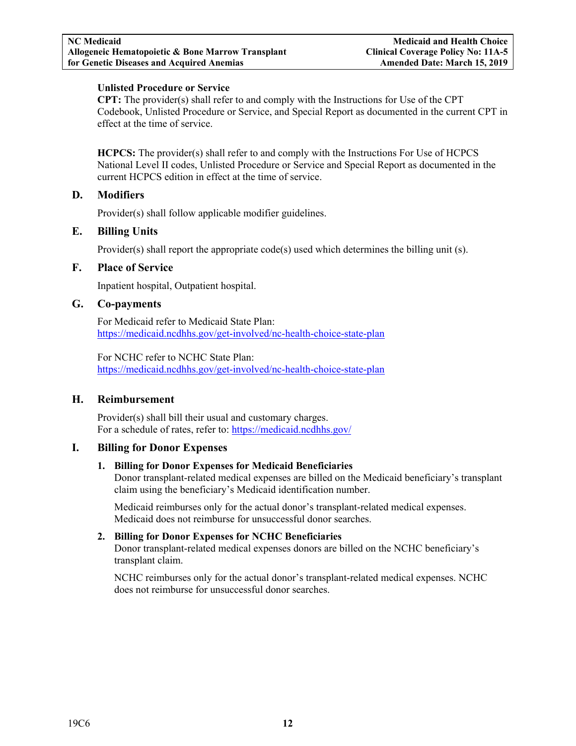**Unlisted Procedure or Service**

**CPT:** The provider(s) shall refer to and comply with the Instructions for Use of the CPT Codebook, Unlisted Procedure or Service, and Special Report as documented in the current CPT in effect at the time of service.

**HCPCS:** The provider(s) shall refer to and comply with the Instructions For Use of HCPCS National Level II codes, Unlisted Procedure or Service and Special Report as documented in the current HCPCS edition in effect at the time of service.

## D. Modifiers

Provider(s) shall follow applicable modifier guidelines.

## E. Billing Units

Provider(s) shall report the appropriate code(s) used which determines the billing unit (s).

## F. Place of Service

Inpatient hospital, Outpatient hospital.

## G. Co-payments

For Medicaid refer to Medicaid State Plan:
https://medicaid.ncdhhs.gov/get-involved/nc-health-choice-state-plan

For NCHC refer to NCHC State Plan:
https://medicaid.ncdhhs.gov/get-involved/nc-health-choice-state-plan

## H. Reimbursement

Provider(s) shall bill their usual and customary charges.
For a schedule of rates, refer to: https://medicaid.ncdhhs.gov/

## I. Billing for Donor Expenses

### 1. Billing for Donor Expenses for Medicaid Beneficiaries

Donor transplant-related medical expenses are billed on the Medicaid beneficiary's transplant claim using the beneficiary's Medicaid identification number.

Medicaid reimburses only for the actual donor's transplant-related medical expenses. Medicaid does not reimburse for unsuccessful donor searches.

### 2. Billing for Donor Expenses for NCHC Beneficiaries

Donor transplant-related medical expenses donors are billed on the NCHC beneficiary's transplant claim.

NCHC reimburses only for the actual donor's transplant-related medical expenses. NCHC does not reimburse for unsuccessful donor searches.